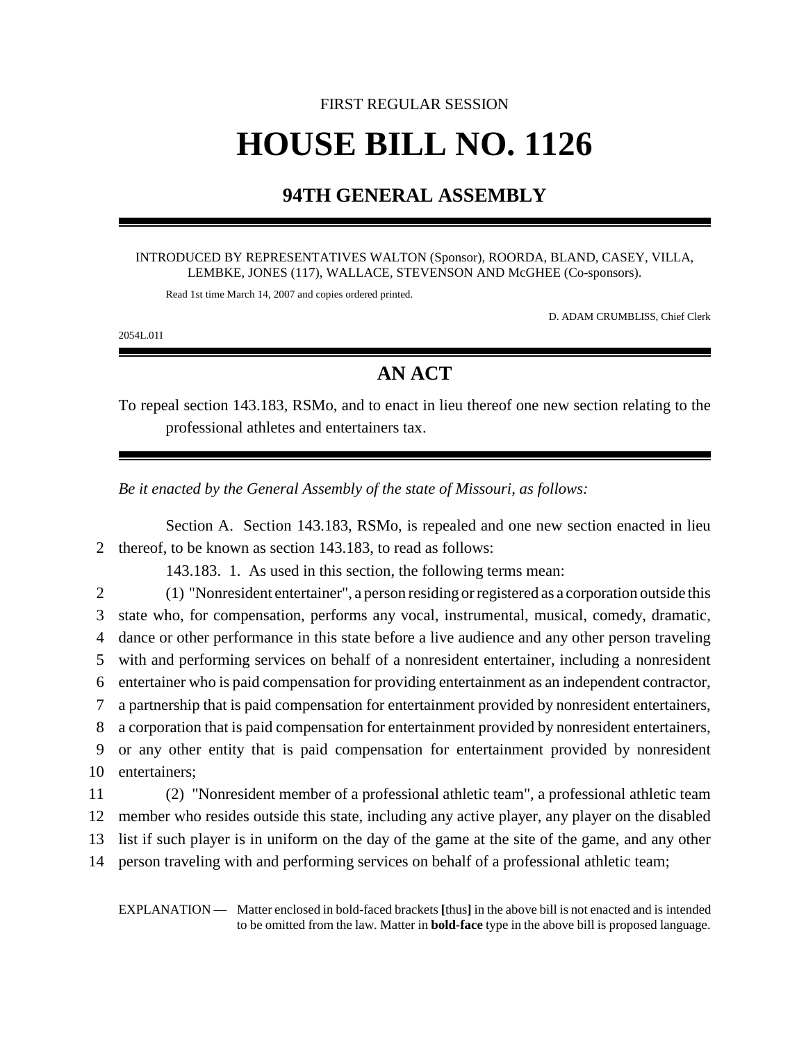FIRST REGULAR SESSION

# HOUSE BILL NO. 1126

## 94TH GENERAL ASSEMBLY

INTRODUCED BY REPRESENTATIVES WALTON (Sponsor), ROORDA, BLAND, CASEY, VILLA, LEMBKE, JONES (117), WALLACE, STEVENSON AND McGHEE (Co-sponsors).

Read 1st time March 14, 2007 and copies ordered printed.

D. ADAM CRUMBLISS, Chief Clerk

2054L.01I

## AN ACT

To repeal section 143.183, RSMo, and to enact in lieu thereof one new section relating to the professional athletes and entertainers tax.

*Be it enacted by the General Assembly of the state of Missouri, as follows:*

Section A. Section 143.183, RSMo, is repealed and one new section enacted in lieu
2 thereof, to be known as section 143.183, to read as follows:

143.183. 1. As used in this section, the following terms mean:
2 (1) "Nonresident entertainer", a person residing or registered as a corporation outside this
3 state who, for compensation, performs any vocal, instrumental, musical, comedy, dramatic,
4 dance or other performance in this state before a live audience and any other person traveling
5 with and performing services on behalf of a nonresident entertainer, including a nonresident
6 entertainer who is paid compensation for providing entertainment as an independent contractor,
7 a partnership that is paid compensation for entertainment provided by nonresident entertainers,
8 a corporation that is paid compensation for entertainment provided by nonresident entertainers,
9 or any other entity that is paid compensation for entertainment provided by nonresident
10 entertainers;
11 (2) "Nonresident member of a professional athletic team", a professional athletic team
12 member who resides outside this state, including any active player, any player on the disabled
13 list if such player is in uniform on the day of the game at the site of the game, and any other
14 person traveling with and performing services on behalf of a professional athletic team;

EXPLANATION — Matter enclosed in bold-faced brackets **[**thus**]** in the above bill is not enacted and is intended to be omitted from the law. Matter in **bold-face** type in the above bill is proposed language.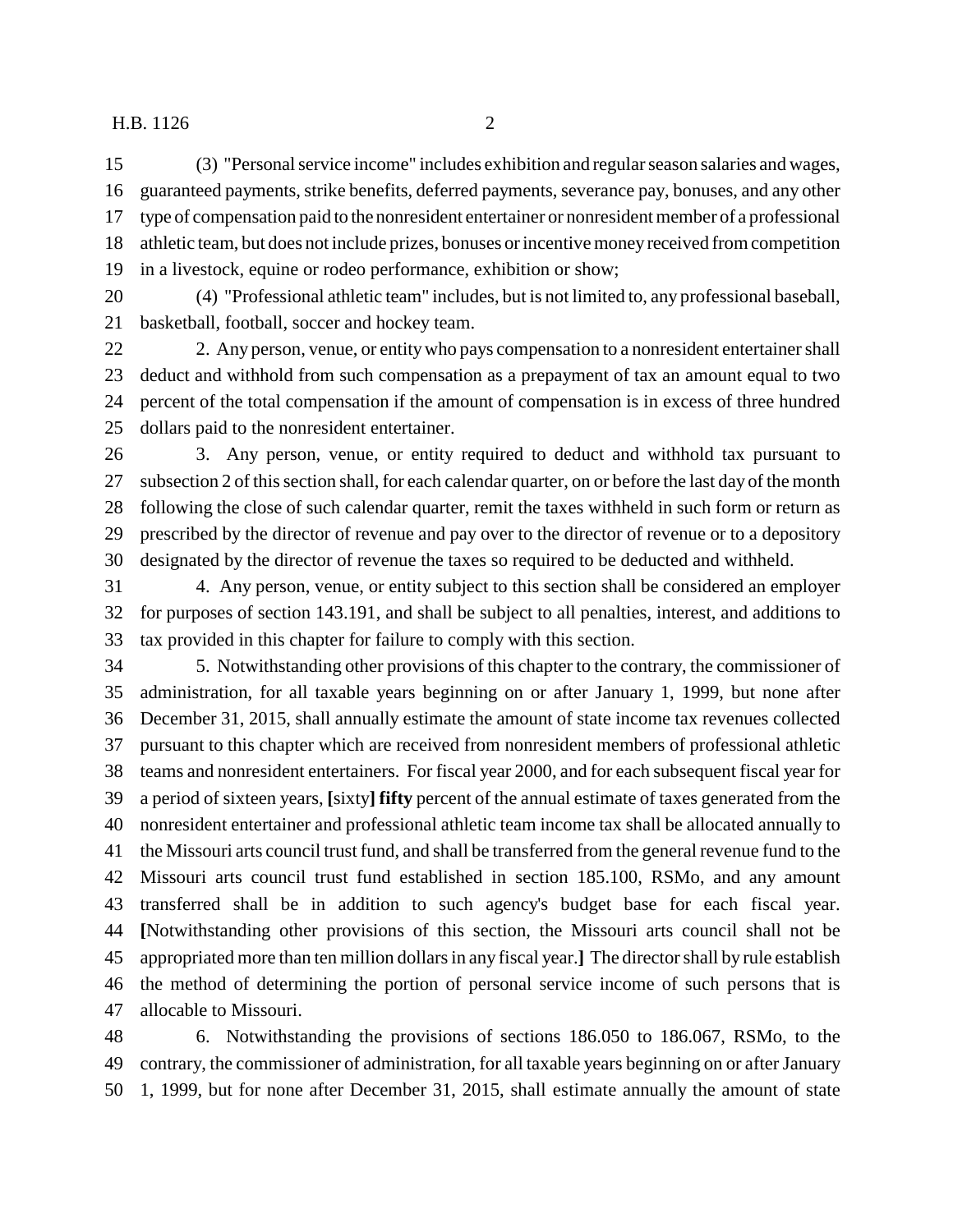(3) "Personal service income" includes exhibition and regular season salaries and wages, guaranteed payments, strike benefits, deferred payments, severance pay, bonuses, and any other type of compensation paid to the nonresident entertainer or nonresident member of a professional athletic team, but does not include prizes, bonuses or incentive money received from competition in a livestock, equine or rodeo performance, exhibition or show;

(4) "Professional athletic team" includes, but is not limited to, any professional baseball, basketball, football, soccer and hockey team.

2. Any person, venue, or entity who pays compensation to a nonresident entertainer shall deduct and withhold from such compensation as a prepayment of tax an amount equal to two percent of the total compensation if the amount of compensation is in excess of three hundred dollars paid to the nonresident entertainer.

3. Any person, venue, or entity required to deduct and withhold tax pursuant to subsection 2 of this section shall, for each calendar quarter, on or before the last day of the month following the close of such calendar quarter, remit the taxes withheld in such form or return as prescribed by the director of revenue and pay over to the director of revenue or to a depository designated by the director of revenue the taxes so required to be deducted and withheld.

4. Any person, venue, or entity subject to this section shall be considered an employer for purposes of section 143.191, and shall be subject to all penalties, interest, and additions to tax provided in this chapter for failure to comply with this section.

5. Notwithstanding other provisions of this chapter to the contrary, the commissioner of administration, for all taxable years beginning on or after January 1, 1999, but none after December 31, 2015, shall annually estimate the amount of state income tax revenues collected pursuant to this chapter which are received from nonresident members of professional athletic teams and nonresident entertainers. For fiscal year 2000, and for each subsequent fiscal year for a period of sixteen years, **[**sixty**] fifty** percent of the annual estimate of taxes generated from the nonresident entertainer and professional athletic team income tax shall be allocated annually to the Missouri arts council trust fund, and shall be transferred from the general revenue fund to the Missouri arts council trust fund established in section 185.100, RSMo, and any amount transferred shall be in addition to such agency's budget base for each fiscal year. **[**Notwithstanding other provisions of this section, the Missouri arts council shall not be appropriated more than ten million dollars in any fiscal year.**]** The director shall by rule establish the method of determining the portion of personal service income of such persons that is allocable to Missouri.

6. Notwithstanding the provisions of sections 186.050 to 186.067, RSMo, to the contrary, the commissioner of administration, for all taxable years beginning on or after January 1, 1999, but for none after December 31, 2015, shall estimate annually the amount of state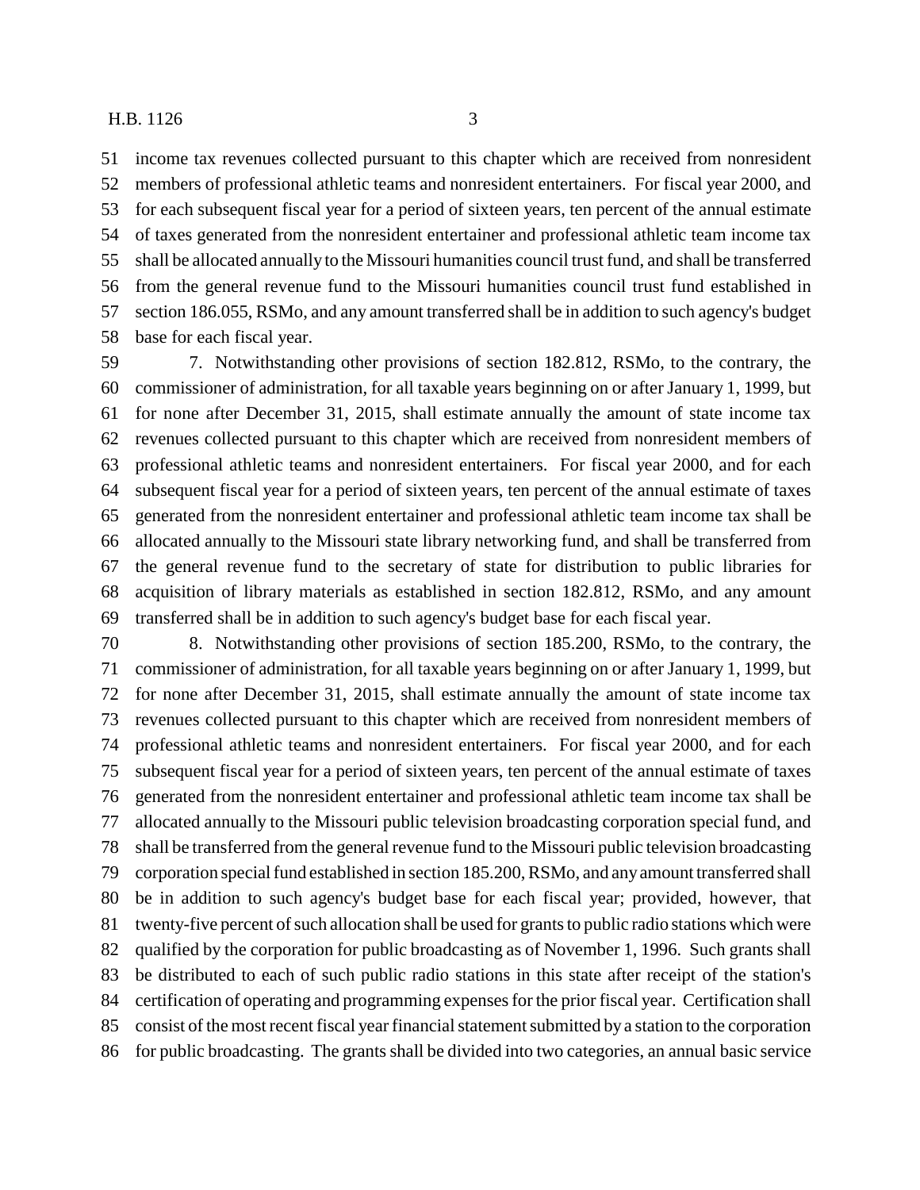income tax revenues collected pursuant to this chapter which are received from nonresident members of professional athletic teams and nonresident entertainers. For fiscal year 2000, and for each subsequent fiscal year for a period of sixteen years, ten percent of the annual estimate of taxes generated from the nonresident entertainer and professional athletic team income tax shall be allocated annually to the Missouri humanities council trust fund, and shall be transferred from the general revenue fund to the Missouri humanities council trust fund established in section 186.055, RSMo, and any amount transferred shall be in addition to such agency's budget base for each fiscal year.

7. Notwithstanding other provisions of section 182.812, RSMo, to the contrary, the commissioner of administration, for all taxable years beginning on or after January 1, 1999, but for none after December 31, 2015, shall estimate annually the amount of state income tax revenues collected pursuant to this chapter which are received from nonresident members of professional athletic teams and nonresident entertainers. For fiscal year 2000, and for each subsequent fiscal year for a period of sixteen years, ten percent of the annual estimate of taxes generated from the nonresident entertainer and professional athletic team income tax shall be allocated annually to the Missouri state library networking fund, and shall be transferred from the general revenue fund to the secretary of state for distribution to public libraries for acquisition of library materials as established in section 182.812, RSMo, and any amount transferred shall be in addition to such agency's budget base for each fiscal year.

8. Notwithstanding other provisions of section 185.200, RSMo, to the contrary, the commissioner of administration, for all taxable years beginning on or after January 1, 1999, but for none after December 31, 2015, shall estimate annually the amount of state income tax revenues collected pursuant to this chapter which are received from nonresident members of professional athletic teams and nonresident entertainers. For fiscal year 2000, and for each subsequent fiscal year for a period of sixteen years, ten percent of the annual estimate of taxes generated from the nonresident entertainer and professional athletic team income tax shall be allocated annually to the Missouri public television broadcasting corporation special fund, and shall be transferred from the general revenue fund to the Missouri public television broadcasting corporation special fund established in section 185.200, RSMo, and any amount transferred shall be in addition to such agency's budget base for each fiscal year; provided, however, that twenty-five percent of such allocation shall be used for grants to public radio stations which were qualified by the corporation for public broadcasting as of November 1, 1996. Such grants shall be distributed to each of such public radio stations in this state after receipt of the station's certification of operating and programming expenses for the prior fiscal year. Certification shall consist of the most recent fiscal year financial statement submitted by a station to the corporation for public broadcasting. The grants shall be divided into two categories, an annual basic service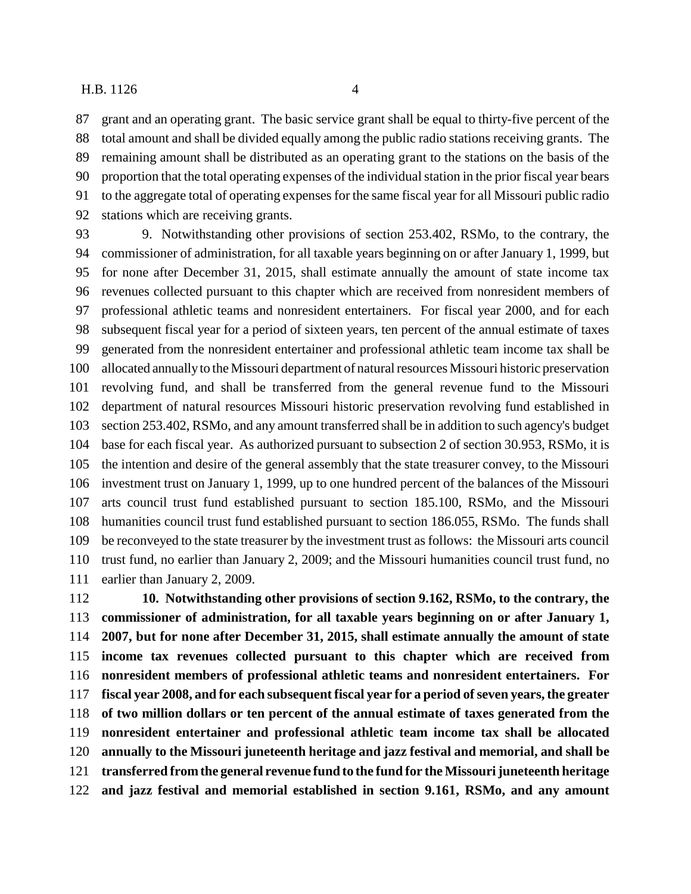grant and an operating grant. The basic service grant shall be equal to thirty-five percent of the total amount and shall be divided equally among the public radio stations receiving grants. The remaining amount shall be distributed as an operating grant to the stations on the basis of the proportion that the total operating expenses of the individual station in the prior fiscal year bears to the aggregate total of operating expenses for the same fiscal year for all Missouri public radio stations which are receiving grants.

9. Notwithstanding other provisions of section 253.402, RSMo, to the contrary, the commissioner of administration, for all taxable years beginning on or after January 1, 1999, but for none after December 31, 2015, shall estimate annually the amount of state income tax revenues collected pursuant to this chapter which are received from nonresident members of professional athletic teams and nonresident entertainers. For fiscal year 2000, and for each subsequent fiscal year for a period of sixteen years, ten percent of the annual estimate of taxes generated from the nonresident entertainer and professional athletic team income tax shall be allocated annually to the Missouri department of natural resources Missouri historic preservation revolving fund, and shall be transferred from the general revenue fund to the Missouri department of natural resources Missouri historic preservation revolving fund established in section 253.402, RSMo, and any amount transferred shall be in addition to such agency's budget base for each fiscal year. As authorized pursuant to subsection 2 of section 30.953, RSMo, it is the intention and desire of the general assembly that the state treasurer convey, to the Missouri investment trust on January 1, 1999, up to one hundred percent of the balances of the Missouri arts council trust fund established pursuant to section 185.100, RSMo, and the Missouri humanities council trust fund established pursuant to section 186.055, RSMo. The funds shall be reconveyed to the state treasurer by the investment trust as follows: the Missouri arts council trust fund, no earlier than January 2, 2009; and the Missouri humanities council trust fund, no earlier than January 2, 2009.

**10. Notwithstanding other provisions of section 9.162, RSMo, to the contrary, the commissioner of administration, for all taxable years beginning on or after January 1, 2007, but for none after December 31, 2015, shall estimate annually the amount of state income tax revenues collected pursuant to this chapter which are received from nonresident members of professional athletic teams and nonresident entertainers. For fiscal year 2008, and for each subsequent fiscal year for a period of seven years, the greater of two million dollars or ten percent of the annual estimate of taxes generated from the nonresident entertainer and professional athletic team income tax shall be allocated annually to the Missouri juneteenth heritage and jazz festival and memorial, and shall be transferred from the general revenue fund to the fund for the Missouri juneteenth heritage and jazz festival and memorial established in section 9.161, RSMo, and any amount**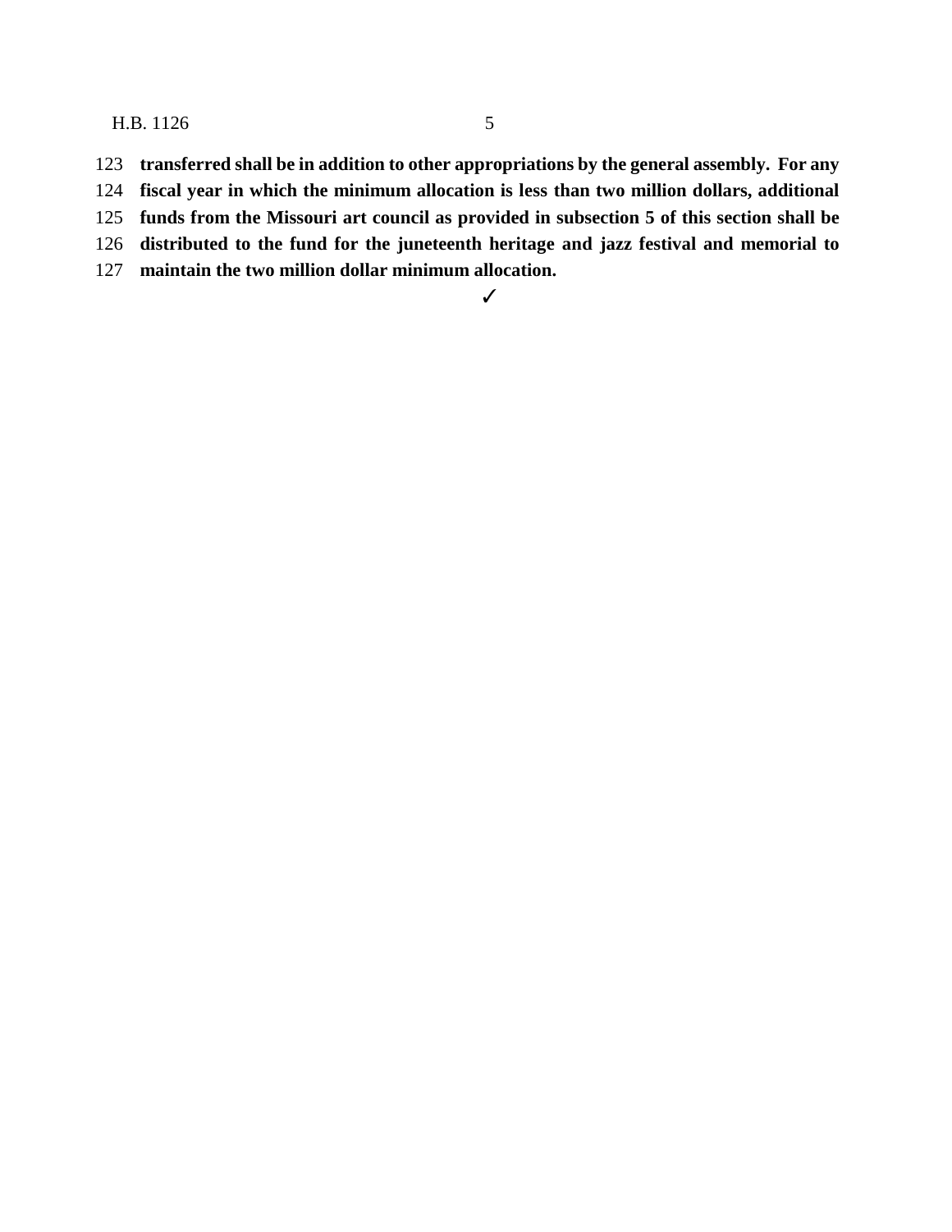**transferred shall be in addition to other appropriations by the general assembly. For any fiscal year in which the minimum allocation is less than two million dollars, additional funds from the Missouri art council as provided in subsection 5 of this section shall be distributed to the fund for the juneteenth heritage and jazz festival and memorial to maintain the two million dollar minimum allocation.**

✓